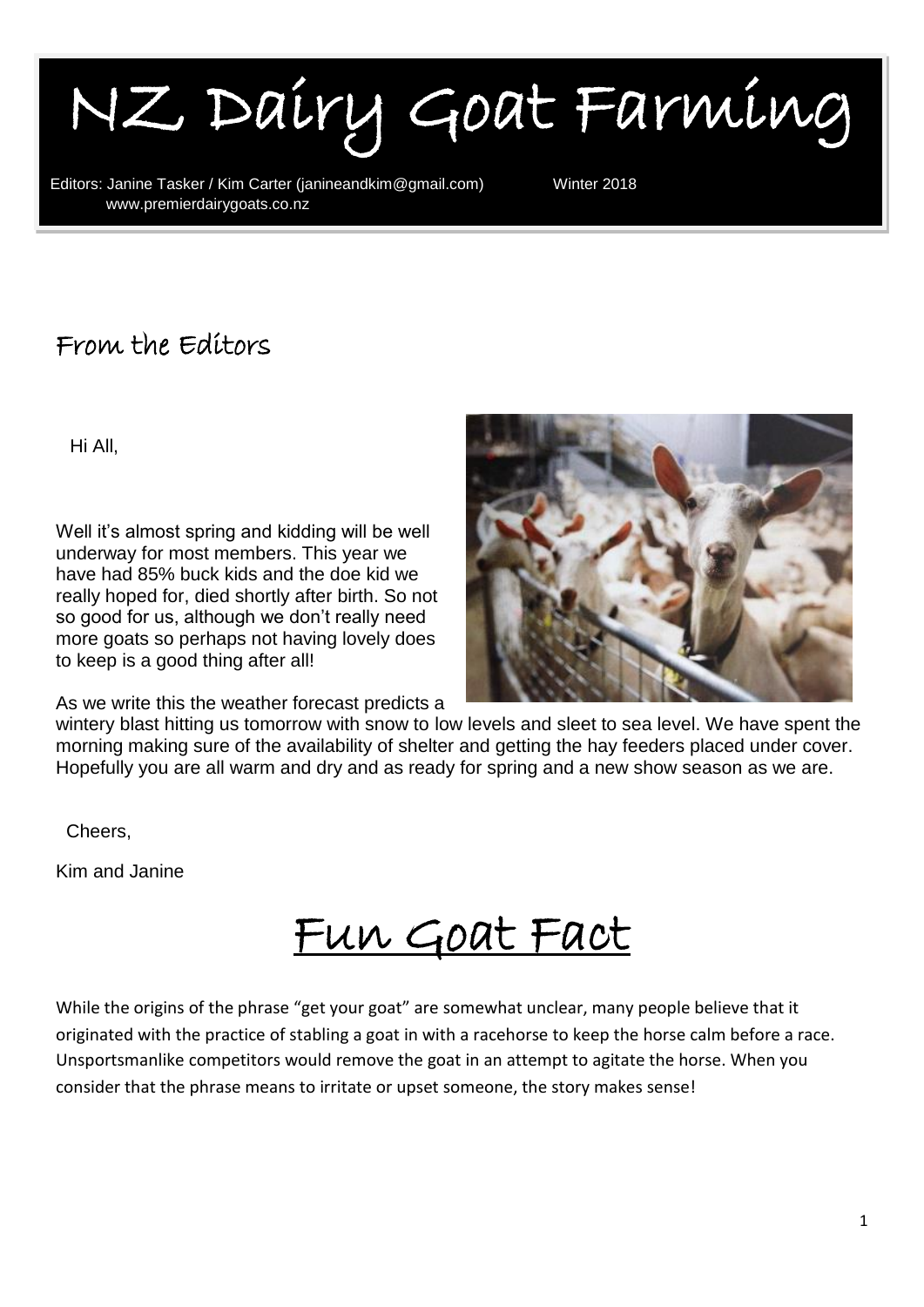# NZ Dairy Goat Farming

Editors: Janine Tasker / Kim Carter (janineandkim@gmail.com) Winter 2018
www.premierdairygoats.co.nz

## From the Editors

Hi All,

Well it's almost spring and kidding will be well underway for most members. This year we have had 85% buck kids and the doe kid we really hoped for, died shortly after birth. So not so good for us, although we don't really need more goats so perhaps not having lovely does to keep is a good thing after all!

As we write this the weather forecast predicts a wintery blast hitting us tomorrow with snow to low levels and sleet to sea level. We have spent the morning making sure of the availability of shelter and getting the hay feeders placed under cover. Hopefully you are all warm and dry and as ready for spring and a new show season as we are.

Cheers,

Kim and Janine

## Fun Goat Fact

While the origins of the phrase "get your goat" are somewhat unclear, many people believe that it originated with the practice of stabling a goat in with a racehorse to keep the horse calm before a race. Unsportsmanlike competitors would remove the goat in an attempt to agitate the horse. When you consider that the phrase means to irritate or upset someone, the story makes sense!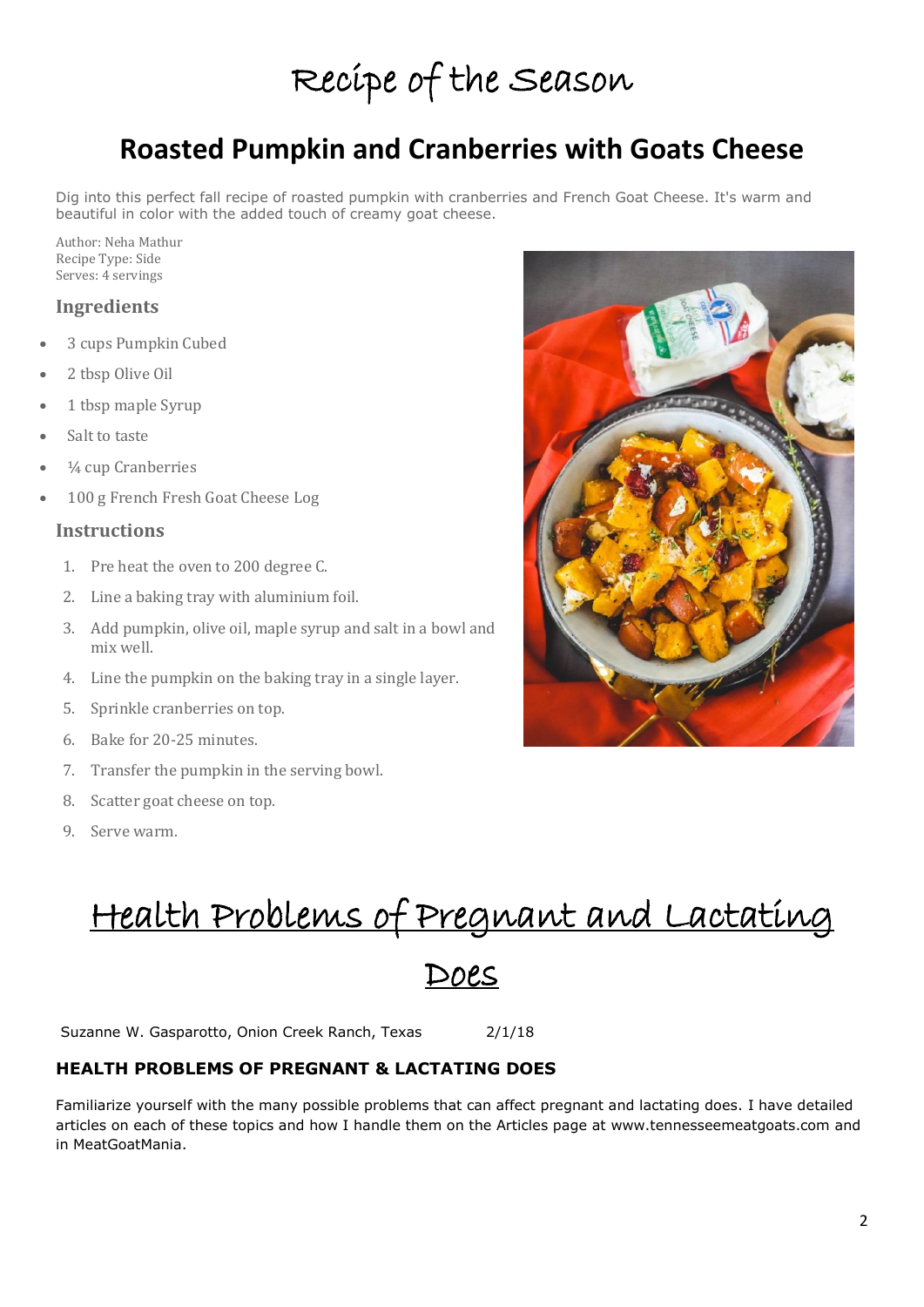# Recipe of the Season

## Roasted Pumpkin and Cranberries with Goats Cheese

Dig into this perfect fall recipe of roasted pumpkin with cranberries and French Goat Cheese. It's warm and beautiful in color with the added touch of creamy goat cheese.

Author: Neha Mathur
Recipe Type: Side
Serves: 4 servings

### Ingredients

- 3 cups Pumpkin Cubed
- 2 tbsp Olive Oil
- 1 tbsp maple Syrup
- Salt to taste
- ¼ cup Cranberries
- 100 g French Fresh Goat Cheese Log

### Instructions

1. Pre heat the oven to 200 degree C.
2. Line a baking tray with aluminium foil.
3. Add pumpkin, olive oil, maple syrup and salt in a bowl and mix well.
4. Line the pumpkin on the baking tray in a single layer.
5. Sprinkle cranberries on top.
6. Bake for 20-25 minutes.
7. Transfer the pumpkin in the serving bowl.
8. Scatter goat cheese on top.
9. Serve warm.

# Health Problems of Pregnant and Lactating Does

Suzanne W. Gasparotto, Onion Creek Ranch, Texas 2/1/18

### HEALTH PROBLEMS OF PREGNANT & LACTATING DOES

Familiarize yourself with the many possible problems that can affect pregnant and lactating does. I have detailed articles on each of these topics and how I handle them on the Articles page at www.tennesseemeatgoats.com and in MeatGoatMania.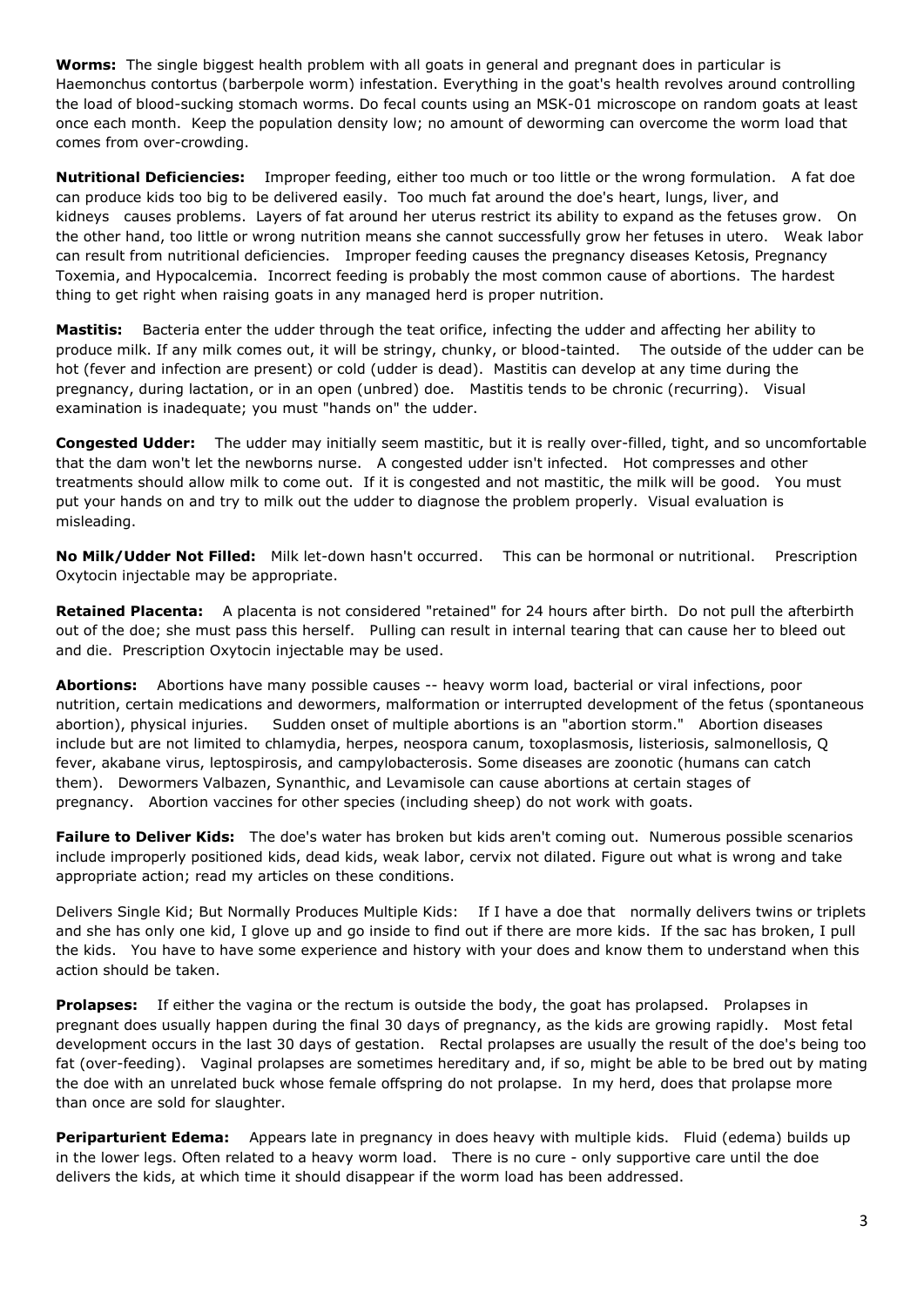**Worms:** The single biggest health problem with all goats in general and pregnant does in particular is Haemonchus contortus (barberpole worm) infestation. Everything in the goat's health revolves around controlling the load of blood-sucking stomach worms. Do fecal counts using an MSK-01 microscope on random goats at least once each month. Keep the population density low; no amount of deworming can overcome the worm load that comes from over-crowding.

**Nutritional Deficiencies:** Improper feeding, either too much or too little or the wrong formulation. A fat doe can produce kids too big to be delivered easily. Too much fat around the doe's heart, lungs, liver, and kidneys causes problems. Layers of fat around her uterus restrict its ability to expand as the fetuses grow. On the other hand, too little or wrong nutrition means she cannot successfully grow her fetuses in utero. Weak labor can result from nutritional deficiencies. Improper feeding causes the pregnancy diseases Ketosis, Pregnancy Toxemia, and Hypocalcemia. Incorrect feeding is probably the most common cause of abortions. The hardest thing to get right when raising goats in any managed herd is proper nutrition.

**Mastitis:** Bacteria enter the udder through the teat orifice, infecting the udder and affecting her ability to produce milk. If any milk comes out, it will be stringy, chunky, or blood-tainted. The outside of the udder can be hot (fever and infection are present) or cold (udder is dead). Mastitis can develop at any time during the pregnancy, during lactation, or in an open (unbred) doe. Mastitis tends to be chronic (recurring). Visual examination is inadequate; you must "hands on" the udder.

**Congested Udder:** The udder may initially seem mastitic, but it is really over-filled, tight, and so uncomfortable that the dam won't let the newborns nurse. A congested udder isn't infected. Hot compresses and other treatments should allow milk to come out. If it is congested and not mastitic, the milk will be good. You must put your hands on and try to milk out the udder to diagnose the problem properly. Visual evaluation is misleading.

**No Milk/Udder Not Filled:** Milk let-down hasn't occurred. This can be hormonal or nutritional. Prescription Oxytocin injectable may be appropriate.

**Retained Placenta:** A placenta is not considered "retained" for 24 hours after birth. Do not pull the afterbirth out of the doe; she must pass this herself. Pulling can result in internal tearing that can cause her to bleed out and die. Prescription Oxytocin injectable may be used.

**Abortions:** Abortions have many possible causes -- heavy worm load, bacterial or viral infections, poor nutrition, certain medications and dewormers, malformation or interrupted development of the fetus (spontaneous abortion), physical injuries. Sudden onset of multiple abortions is an "abortion storm." Abortion diseases include but are not limited to chlamydia, herpes, neospora canum, toxoplasmosis, listeriosis, salmonellosis, Q fever, akabane virus, leptospirosis, and campylobacterosis. Some diseases are zoonotic (humans can catch them). Dewormers Valbazen, Synanthic, and Levamisole can cause abortions at certain stages of pregnancy. Abortion vaccines for other species (including sheep) do not work with goats.

**Failure to Deliver Kids:** The doe's water has broken but kids aren't coming out. Numerous possible scenarios include improperly positioned kids, dead kids, weak labor, cervix not dilated. Figure out what is wrong and take appropriate action; read my articles on these conditions.

Delivers Single Kid; But Normally Produces Multiple Kids: If I have a doe that normally delivers twins or triplets and she has only one kid, I glove up and go inside to find out if there are more kids. If the sac has broken, I pull the kids. You have to have some experience and history with your does and know them to understand when this action should be taken.

**Prolapses:** If either the vagina or the rectum is outside the body, the goat has prolapsed. Prolapses in pregnant does usually happen during the final 30 days of pregnancy, as the kids are growing rapidly. Most fetal development occurs in the last 30 days of gestation. Rectal prolapses are usually the result of the doe's being too fat (over-feeding). Vaginal prolapses are sometimes hereditary and, if so, might be able to be bred out by mating the doe with an unrelated buck whose female offspring do not prolapse. In my herd, does that prolapse more than once are sold for slaughter.

**Periparturient Edema:** Appears late in pregnancy in does heavy with multiple kids. Fluid (edema) builds up in the lower legs. Often related to a heavy worm load. There is no cure - only supportive care until the doe delivers the kids, at which time it should disappear if the worm load has been addressed.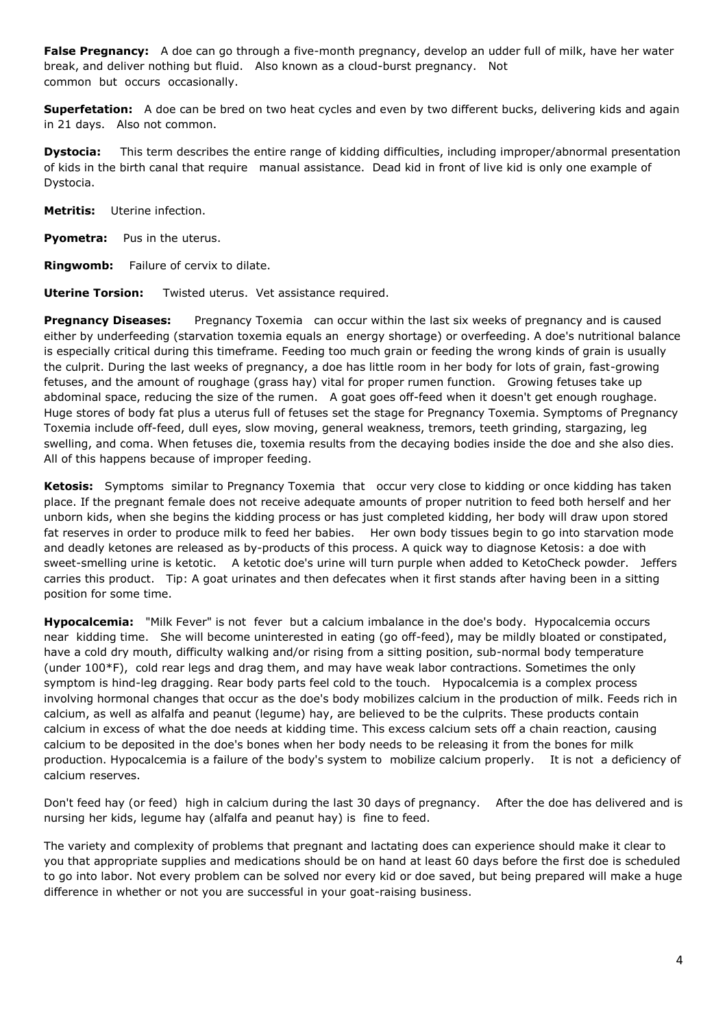**False Pregnancy:** A doe can go through a five-month pregnancy, develop an udder full of milk, have her water break, and deliver nothing but fluid. Also known as a cloud-burst pregnancy. Not common but occurs occasionally.

**Superfetation:** A doe can be bred on two heat cycles and even by two different bucks, delivering kids and again in 21 days. Also not common.

**Dystocia:** This term describes the entire range of kidding difficulties, including improper/abnormal presentation of kids in the birth canal that require manual assistance. Dead kid in front of live kid is only one example of Dystocia.

**Metritis:** Uterine infection.

**Pyometra:** Pus in the uterus.

**Ringwomb:** Failure of cervix to dilate.

**Uterine Torsion:** Twisted uterus. Vet assistance required.

**Pregnancy Diseases:** Pregnancy Toxemia can occur within the last six weeks of pregnancy and is caused either by underfeeding (starvation toxemia equals an energy shortage) or overfeeding. A doe's nutritional balance is especially critical during this timeframe. Feeding too much grain or feeding the wrong kinds of grain is usually the culprit. During the last weeks of pregnancy, a doe has little room in her body for lots of grain, fast-growing fetuses, and the amount of roughage (grass hay) vital for proper rumen function. Growing fetuses take up abdominal space, reducing the size of the rumen. A goat goes off-feed when it doesn't get enough roughage. Huge stores of body fat plus a uterus full of fetuses set the stage for Pregnancy Toxemia. Symptoms of Pregnancy Toxemia include off-feed, dull eyes, slow moving, general weakness, tremors, teeth grinding, stargazing, leg swelling, and coma. When fetuses die, toxemia results from the decaying bodies inside the doe and she also dies. All of this happens because of improper feeding.

**Ketosis:** Symptoms similar to Pregnancy Toxemia that occur very close to kidding or once kidding has taken place. If the pregnant female does not receive adequate amounts of proper nutrition to feed both herself and her unborn kids, when she begins the kidding process or has just completed kidding, her body will draw upon stored fat reserves in order to produce milk to feed her babies. Her own body tissues begin to go into starvation mode and deadly ketones are released as by-products of this process. A quick way to diagnose Ketosis: a doe with sweet-smelling urine is ketotic. A ketotic doe's urine will turn purple when added to KetoCheck powder. Jeffers carries this product. Tip: A goat urinates and then defecates when it first stands after having been in a sitting position for some time.

**Hypocalcemia:** "Milk Fever" is not fever but a calcium imbalance in the doe's body. Hypocalcemia occurs near kidding time. She will become uninterested in eating (go off-feed), may be mildly bloated or constipated, have a cold dry mouth, difficulty walking and/or rising from a sitting position, sub-normal body temperature (under 100*F), cold rear legs and drag them, and may have weak labor contractions. Sometimes the only symptom is hind-leg dragging. Rear body parts feel cold to the touch. Hypocalcemia is a complex process involving hormonal changes that occur as the doe's body mobilizes calcium in the production of milk. Feeds rich in calcium, as well as alfalfa and peanut (legume) hay, are believed to be the culprits. These products contain calcium in excess of what the doe needs at kidding time. This excess calcium sets off a chain reaction, causing calcium to be deposited in the doe's bones when her body needs to be releasing it from the bones for milk production. Hypocalcemia is a failure of the body's system to mobilize calcium properly. It is not a deficiency of calcium reserves.

Don't feed hay (or feed) high in calcium during the last 30 days of pregnancy. After the doe has delivered and is nursing her kids, legume hay (alfalfa and peanut hay) is fine to feed.

The variety and complexity of problems that pregnant and lactating does can experience should make it clear to you that appropriate supplies and medications should be on hand at least 60 days before the first doe is scheduled to go into labor. Not every problem can be solved nor every kid or doe saved, but being prepared will make a huge difference in whether or not you are successful in your goat-raising business.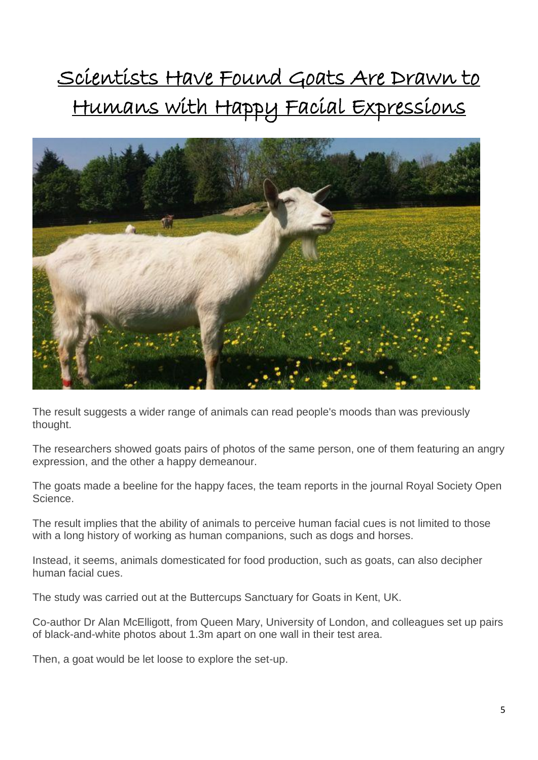# Scientists Have Found Goats Are Drawn to Humans with Happy Facial Expressions

The result suggests a wider range of animals can read people's moods than was previously thought.

The researchers showed goats pairs of photos of the same person, one of them featuring an angry expression, and the other a happy demeanour.

The goats made a beeline for the happy faces, the team reports in the journal Royal Society Open Science.

The result implies that the ability of animals to perceive human facial cues is not limited to those with a long history of working as human companions, such as dogs and horses.

Instead, it seems, animals domesticated for food production, such as goats, can also decipher human facial cues.

The study was carried out at the Buttercups Sanctuary for Goats in Kent, UK.

Co-author Dr Alan McElligott, from Queen Mary, University of London, and colleagues set up pairs of black-and-white photos about 1.3m apart on one wall in their test area.

Then, a goat would be let loose to explore the set-up.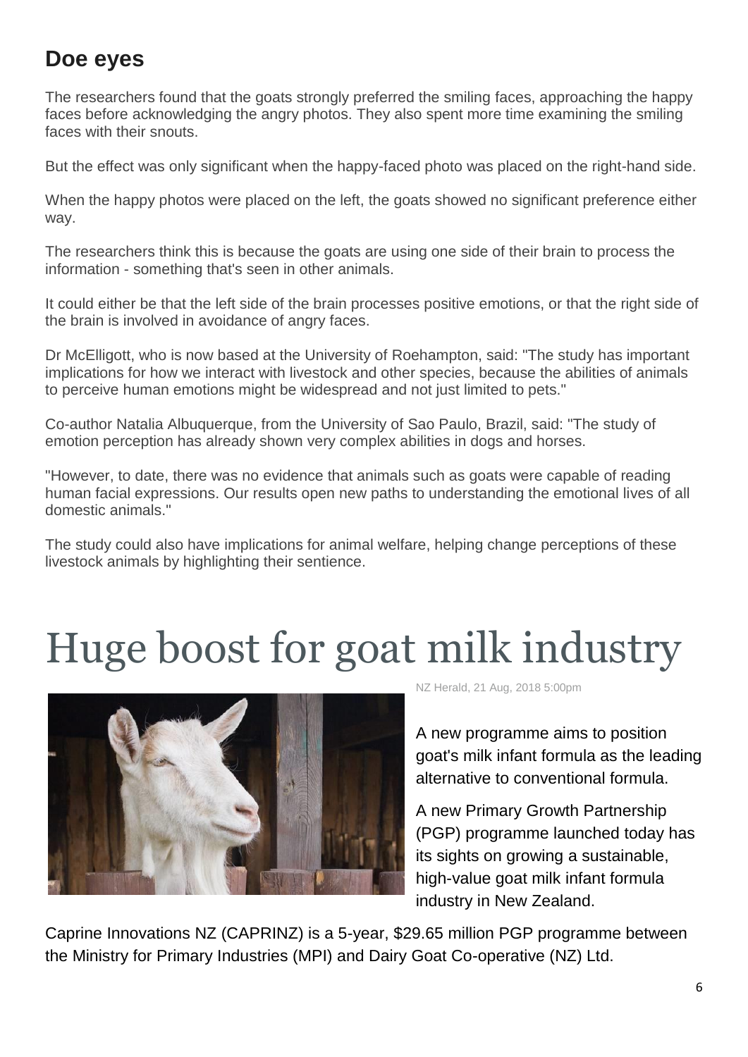## Doe eyes

The researchers found that the goats strongly preferred the smiling faces, approaching the happy faces before acknowledging the angry photos. They also spent more time examining the smiling faces with their snouts.

But the effect was only significant when the happy-faced photo was placed on the right-hand side.

When the happy photos were placed on the left, the goats showed no significant preference either way.

The researchers think this is because the goats are using one side of their brain to process the information - something that's seen in other animals.

It could either be that the left side of the brain processes positive emotions, or that the right side of the brain is involved in avoidance of angry faces.

Dr McElligott, who is now based at the University of Roehampton, said: "The study has important implications for how we interact with livestock and other species, because the abilities of animals to perceive human emotions might be widespread and not just limited to pets."

Co-author Natalia Albuquerque, from the University of Sao Paulo, Brazil, said: "The study of emotion perception has already shown very complex abilities in dogs and horses.

"However, to date, there was no evidence that animals such as goats were capable of reading human facial expressions. Our results open new paths to understanding the emotional lives of all domestic animals."

The study could also have implications for animal welfare, helping change perceptions of these livestock animals by highlighting their sentience.

# Huge boost for goat milk industry

NZ Herald, 21 Aug, 2018 5:00pm

A new programme aims to position goat's milk infant formula as the leading alternative to conventional formula.

A new Primary Growth Partnership (PGP) programme launched today has its sights on growing a sustainable, high-value goat milk infant formula industry in New Zealand.

Caprine Innovations NZ (CAPRINZ) is a 5-year, $29.65 million PGP programme between the Ministry for Primary Industries (MPI) and Dairy Goat Co-operative (NZ) Ltd.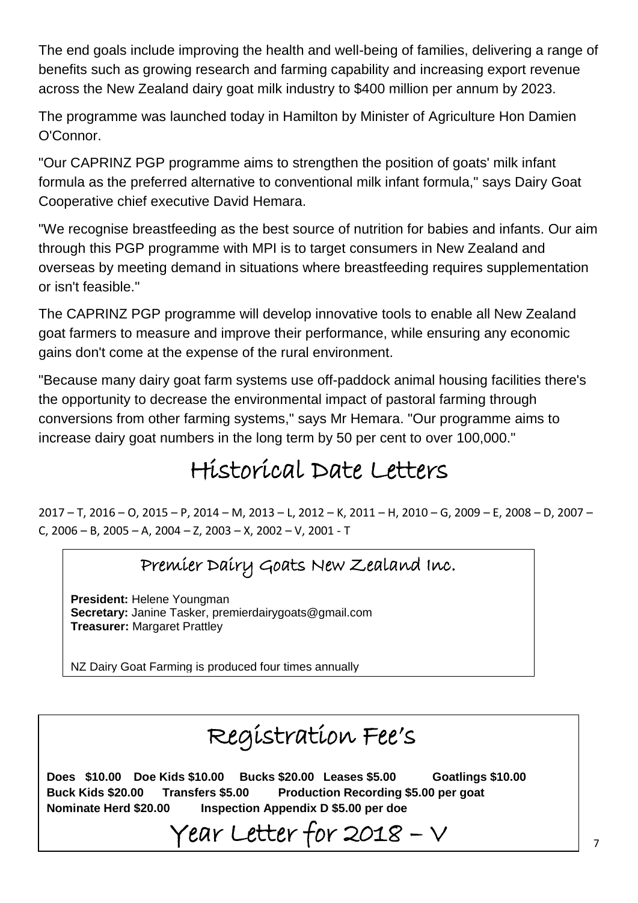The end goals include improving the health and well-being of families, delivering a range of benefits such as growing research and farming capability and increasing export revenue across the New Zealand dairy goat milk industry to $400 million per annum by 2023.

The programme was launched today in Hamilton by Minister of Agriculture Hon Damien O'Connor.

"Our CAPRINZ PGP programme aims to strengthen the position of goats' milk infant formula as the preferred alternative to conventional milk infant formula," says Dairy Goat Cooperative chief executive David Hemara.

"We recognise breastfeeding as the best source of nutrition for babies and infants. Our aim through this PGP programme with MPI is to target consumers in New Zealand and overseas by meeting demand in situations where breastfeeding requires supplementation or isn't feasible."

The CAPRINZ PGP programme will develop innovative tools to enable all New Zealand goat farmers to measure and improve their performance, while ensuring any economic gains don't come at the expense of the rural environment.

"Because many dairy goat farm systems use off-paddock animal housing facilities there's the opportunity to decrease the environmental impact of pastoral farming through conversions from other farming systems," says Mr Hemara. "Our programme aims to increase dairy goat numbers in the long term by 50 per cent to over 100,000."

# Historical Date Letters

2017 – T, 2016 – O, 2015 – P, 2014 – M, 2013 – L, 2012 – K, 2011 – H, 2010 – G, 2009 – E, 2008 – D, 2007 – C, 2006 – B, 2005 – A, 2004 – Z, 2003 – X, 2002 – V, 2001 - T

## Premier Dairy Goats New Zealand Inc.

**President:** Helene Youngman
**Secretary:** Janine Tasker, premierdairygoats@gmail.com
**Treasurer:** Margaret Prattley

NZ Dairy Goat Farming is produced four times annually

# Registration Fee's

**Does $10.00 Doe Kids $10.00 Bucks $20.00 Leases $5.00 Goatlings $10.00**
**Buck Kids $20.00 Transfers $5.00 Production Recording $5.00 per goat**
**Nominate Herd $20.00 Inspection Appendix D $5.00 per doe**

# Year Letter for 2018 – V